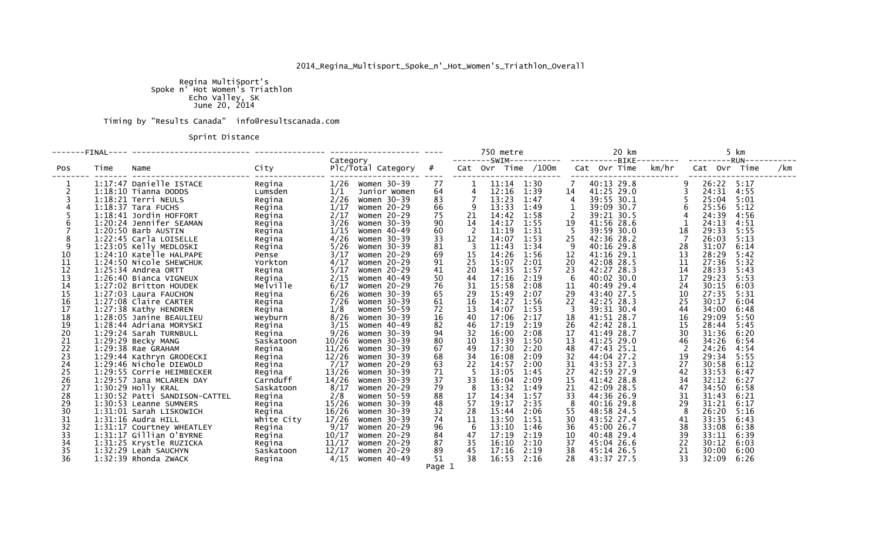2014_Regina_Multisport_Spoke_n'_Hot_Women's_Triathlon_Overall

Regina MultiSport's
Spoke n' Hot Women's Triathlon
Echo Valley, SK
June 20, 2014

Timing by "Results Canada" info@resultscanada.com

Sprint Distance

| FINAL | | | | Category | | | 750 metre SWIM | | | | 20 km BIKE | | | | 5 km RUN | | | |
|---|---|---|---|---|---|---|---|---|---|---|---|---|---|---|---|---|---|---|
| Pos | Time | Name | City | Plc/Total | Category | # | Cat | Ovr | Time | /100m | Cat | Ovr | Time | km/hr | Cat | Ovr | Time | /km |
| 1 | 1:17:47 | Danielle ISTACE | Regina | 1/26 | Women 30-39 | 77 | 1 | | 11:14 | 1:30 | 7 | | 40:13 | 29.8 | 9 | | 26:22 | 5:17 |
| 2 | 1:18:10 | Tianna DODDS | Lumsden | 1/1 | Junior Women | 64 | 4 | | 12:16 | 1:39 | 14 | | 41:25 | 29.0 | 3 | | 24:31 | 4:55 |
| 3 | 1:18:21 | Terri NEULS | Regina | 2/26 | Women 30-39 | 83 | 7 | | 13:23 | 1:47 | 4 | | 39:55 | 30.1 | 5 | | 25:04 | 5:01 |
| 4 | 1:18:37 | Tara FUCHS | Regina | 1/17 | Women 20-29 | 66 | 9 | | 13:33 | 1:49 | 1 | | 39:09 | 30.7 | 6 | | 25:56 | 5:12 |
| 5 | 1:18:41 | Jordin HOFFORT | Regina | 2/17 | Women 20-29 | 75 | 21 | | 14:42 | 1:58 | 2 | | 39:21 | 30.5 | 4 | | 24:39 | 4:56 |
| 6 | 1:20:24 | Jennifer SEAMAN | Regina | 3/26 | Women 30-39 | 90 | 14 | | 14:17 | 1:55 | 19 | | 41:56 | 28.6 | 1 | | 24:13 | 4:51 |
| 7 | 1:20:50 | Barb AUSTIN | Regina | 1/15 | Women 40-49 | 60 | 2 | | 11:19 | 1:31 | 5 | | 39:59 | 30.0 | 18 | | 29:33 | 5:55 |
| 8 | 1:22:45 | Carla LOISELLE | Regina | 4/26 | Women 30-39 | 33 | 12 | | 14:07 | 1:53 | 25 | | 42:36 | 28.2 | 7 | | 26:03 | 5:13 |
| 9 | 1:23:05 | Kelly MEDLOSKI | Regina | 5/26 | Women 30-39 | 81 | 3 | | 11:43 | 1:34 | 9 | | 40:16 | 29.8 | 28 | | 31:07 | 6:14 |
| 10 | 1:24:10 | Katelle HALPAPE | Pense | 3/17 | Women 20-29 | 69 | 15 | | 14:26 | 1:56 | 12 | | 41:16 | 29.1 | 13 | | 28:29 | 5:42 |
| 11 | 1:24:50 | Nicole SHEWCHUK | Yorkton | 4/17 | Women 20-29 | 91 | 25 | | 15:07 | 2:01 | 20 | | 42:08 | 28.5 | 11 | | 27:36 | 5:32 |
| 12 | 1:25:34 | Andrea ORTT | Regina | 5/17 | Women 20-29 | 41 | 20 | | 14:35 | 1:57 | 23 | | 42:27 | 28.3 | 14 | | 28:33 | 5:43 |
| 13 | 1:26:40 | Bianca VIGNEUX | Regina | 2/15 | Women 40-49 | 50 | 44 | | 17:16 | 2:19 | 6 | | 40:02 | 30.0 | 17 | | 29:23 | 5:53 |
| 14 | 1:27:02 | Britton HOUDEK | Melville | 6/17 | Women 20-29 | 76 | 31 | | 15:58 | 2:08 | 11 | | 40:49 | 29.4 | 24 | | 30:15 | 6:03 |
| 15 | 1:27:03 | Laura FAUCHON | Regina | 6/26 | Women 30-39 | 65 | 29 | | 15:49 | 2:07 | 29 | | 43:40 | 27.5 | 10 | | 27:35 | 5:31 |
| 16 | 1:27:08 | Claire CARTER | Regina | 7/26 | Women 30-39 | 61 | 16 | | 14:27 | 1:56 | 22 | | 42:25 | 28.3 | 25 | | 30:17 | 6:04 |
| 17 | 1:27:38 | Kathy HENDREN | Regina | 1/8 | Women 50-59 | 72 | 13 | | 14:07 | 1:53 | 3 | | 39:31 | 30.4 | 44 | | 34:00 | 6:48 |
| 18 | 1:28:05 | Janine BEAULIEU | Weyburn | 8/26 | Women 30-39 | 16 | 40 | | 17:06 | 2:17 | 18 | | 41:51 | 28.7 | 16 | | 29:09 | 5:50 |
| 19 | 1:28:44 | Adriana MORYSKI | Regina | 3/15 | Women 40-49 | 82 | 46 | | 17:19 | 2:19 | 26 | | 42:42 | 28.1 | 15 | | 28:44 | 5:45 |
| 20 | 1:29:24 | Sarah TURNBULL | Regina | 9/26 | Women 30-39 | 94 | 32 | | 16:00 | 2:08 | 17 | | 41:49 | 28.7 | 30 | | 31:36 | 6:20 |
| 21 | 1:29:29 | Becky MANG | Saskatoon | 10/26 | Women 30-39 | 80 | 10 | | 13:39 | 1:50 | 13 | | 41:25 | 29.0 | 46 | | 34:26 | 6:54 |
| 22 | 1:29:38 | Rae GRAHAM | Regina | 11/26 | Women 30-39 | 67 | 49 | | 17:30 | 2:20 | 48 | | 47:43 | 25.1 | 2 | | 24:26 | 4:54 |
| 23 | 1:29:44 | Kathryn GRODECKI | Regina | 12/26 | Women 30-39 | 68 | 34 | | 16:08 | 2:09 | 32 | | 44:04 | 27.2 | 19 | | 29:34 | 5:55 |
| 24 | 1:29:46 | Nichole DIEWOLD | Regina | 7/17 | Women 20-29 | 63 | 22 | | 14:57 | 2:00 | 31 | | 43:53 | 27.3 | 27 | | 30:58 | 6:12 |
| 25 | 1:29:55 | Corrie HEIMBECKER | Regina | 13/26 | Women 30-39 | 71 | 5 | | 13:05 | 1:45 | 27 | | 42:59 | 27.9 | 42 | | 33:53 | 6:47 |
| 26 | 1:29:57 | Jana MCLAREN DAY | Carnduff | 14/26 | Women 30-39 | 37 | 33 | | 16:04 | 2:09 | 15 | | 41:42 | 28.8 | 34 | | 32:12 | 6:27 |
| 27 | 1:30:29 | Holly KRAL | Saskatoon | 8/17 | Women 20-29 | 79 | 8 | | 13:32 | 1:49 | 21 | | 42:09 | 28.5 | 47 | | 34:50 | 6:58 |
| 28 | 1:30:52 | Patti SANDISON-CATTEL | Regina | 2/8 | Women 50-59 | 88 | 17 | | 14:34 | 1:57 | 33 | | 44:36 | 26.9 | 31 | | 31:43 | 6:21 |
| 29 | 1:30:53 | Leanne SUMNERS | Regina | 15/26 | Women 30-39 | 48 | 57 | | 19:17 | 2:35 | 8 | | 40:16 | 29.8 | 29 | | 31:21 | 6:17 |
| 30 | 1:31:01 | Sarah LISKOWICH | Regina | 16/26 | Women 30-39 | 32 | 28 | | 15:44 | 2:06 | 55 | | 48:58 | 24.5 | 8 | | 26:20 | 5:16 |
| 31 | 1:31:16 | Audra HILL | White City | 17/26 | Women 30-39 | 74 | 11 | | 13:50 | 1:51 | 30 | | 43:52 | 27.4 | 41 | | 33:35 | 6:43 |
| 32 | 1:31:17 | Courtney WHEATLEY | Regina | 9/17 | Women 20-29 | 96 | 6 | | 13:10 | 1:46 | 36 | | 45:00 | 26.7 | 38 | | 33:08 | 6:38 |
| 33 | 1:31:17 | Gillian O'BYRNE | Regina | 10/17 | Women 20-29 | 84 | 47 | | 17:19 | 2:19 | 10 | | 40:48 | 29.4 | 39 | | 33:11 | 6:39 |
| 34 | 1:31:25 | Krystle RUZICKA | Regina | 11/17 | Women 20-29 | 87 | 35 | | 16:10 | 2:10 | 37 | | 45:04 | 26.6 | 22 | | 30:12 | 6:03 |
| 35 | 1:32:29 | Leah SAUCHYN | Saskatoon | 12/17 | Women 20-29 | 89 | 45 | | 17:16 | 2:19 | 38 | | 45:14 | 26.5 | 21 | | 30:00 | 6:00 |
| 36 | 1:32:39 | Rhonda ZWACK | Regina | 4/15 | Women 40-49 | 51 | 38 | | 16:53 | 2:16 | 28 | | 43:37 | 27.5 | 33 | | 32:09 | 6:26 |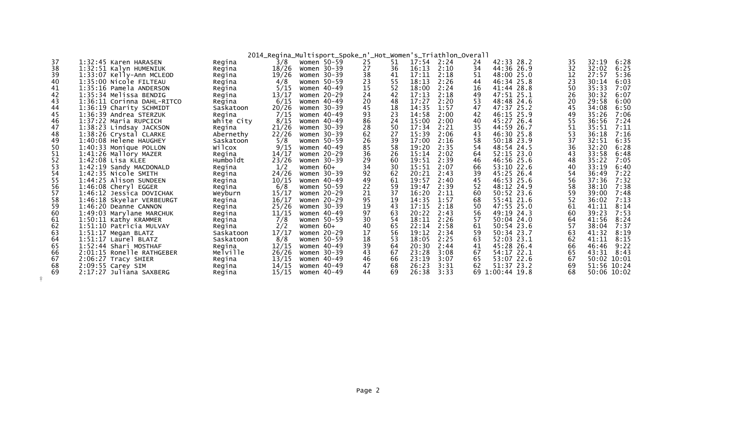2014_Regina_Multisport_Spoke_n'_Hot_Women's_Triathlon_Overall

| | | | | | | | | | | | | | | | |
|---|---|---|---|---|---|---|---|---|---|---|---|---|---|---|---|
| 37 | 1:32:45 | Karen HARASEN | Regina | 3/8 | Women 50-59 | 25 | 51 | 17:54 | 2:24 | 24 | 42:33 | 28.2 | 35 | 32:19 | 6:28 |
| 38 | 1:32:51 | Kalyn HUMENIUK | Regina | 18/26 | Women 30-39 | 27 | 36 | 16:13 | 2:10 | 34 | 44:36 | 26.9 | 32 | 32:02 | 6:25 |
| 39 | 1:33:07 | Kelly-Ann MCLEOD | Regina | 19/26 | Women 30-39 | 38 | 41 | 17:11 | 2:18 | 51 | 48:00 | 25.0 | 12 | 27:57 | 5:36 |
| 40 | 1:35:00 | Nicole FILTEAU | Regina | 4/8 | Women 50-59 | 23 | 55 | 18:13 | 2:26 | 44 | 46:34 | 25.8 | 23 | 30:14 | 6:03 |
| 41 | 1:35:16 | Pamela ANDERSON | Regina | 5/15 | Women 40-49 | 15 | 52 | 18:00 | 2:24 | 16 | 41:44 | 28.8 | 50 | 35:33 | 7:07 |
| 42 | 1:35:34 | Melissa BENDIG | Regina | 13/17 | Women 20-29 | 24 | 42 | 17:13 | 2:18 | 49 | 47:51 | 25.1 | 26 | 30:32 | 6:07 |
| 43 | 1:36:11 | Corinna DAHL-RITCO | Regina | 6/15 | Women 40-49 | 20 | 48 | 17:27 | 2:20 | 53 | 48:48 | 24.6 | 20 | 29:58 | 6:00 |
| 44 | 1:36:19 | Charity SCHMIDT | Saskatoon | 20/26 | Women 30-39 | 45 | 18 | 14:35 | 1:57 | 47 | 47:37 | 25.2 | 45 | 34:08 | 6:50 |
| 45 | 1:36:39 | Andrea STERZUK | Regina | 7/15 | Women 40-49 | 93 | 23 | 14:58 | 2:00 | 42 | 46:15 | 25.9 | 49 | 35:26 | 7:06 |
| 46 | 1:37:22 | Maria RUPCICH | White City | 8/15 | Women 40-49 | 86 | 24 | 15:00 | 2:00 | 40 | 45:27 | 26.4 | 55 | 36:56 | 7:24 |
| 47 | 1:38:23 | Lindsay JACKSON | Regina | 21/26 | Women 30-39 | 28 | 50 | 17:34 | 2:21 | 35 | 44:59 | 26.7 | 51 | 35:51 | 7:11 |
| 48 | 1:38:26 | Crystal CLARKE | Abernethy | 22/26 | Women 30-39 | 62 | 27 | 15:39 | 2:06 | 43 | 46:30 | 25.8 | 53 | 36:18 | 7:16 |
| 49 | 1:40:08 | Helene HAUGHEY | Saskatoon | 5/8 | Women 50-59 | 26 | 39 | 17:00 | 2:16 | 58 | 50:18 | 23.9 | 37 | 32:51 | 6:35 |
| 50 | 1:40:33 | Monique POLLON | Wilcox | 9/15 | Women 40-49 | 85 | 58 | 19:20 | 2:35 | 54 | 48:54 | 24.5 | 36 | 32:20 | 6:28 |
| 51 | 1:41:26 | Mallory MAZER | Regina | 14/17 | Women 20-29 | 36 | 26 | 15:14 | 2:02 | 64 | 52:15 | 23.0 | 43 | 33:58 | 6:48 |
| 52 | 1:42:08 | Lisa KLEE | Humboldt | 23/26 | Women 30-39 | 29 | 60 | 19:51 | 2:39 | 46 | 46:56 | 25.6 | 48 | 35:22 | 7:05 |
| 53 | 1:42:19 | Sandy MACDONALD | Regina | 1/2 | Women 60+ | 34 | 30 | 15:51 | 2:07 | 66 | 53:10 | 22.6 | 40 | 33:19 | 6:40 |
| 54 | 1:42:35 | Nicole SMITH | Regina | 24/26 | Women 30-39 | 92 | 62 | 20:21 | 2:43 | 39 | 45:25 | 26.4 | 54 | 36:49 | 7:22 |
| 55 | 1:44:25 | Alison SUNDEEN | Regina | 10/15 | Women 40-49 | 49 | 61 | 19:57 | 2:40 | 45 | 46:53 | 25.6 | 56 | 37:36 | 7:32 |
| 56 | 1:46:08 | Cheryl EGGER | Regina | 6/8 | Women 50-59 | 22 | 59 | 19:47 | 2:39 | 52 | 48:12 | 24.9 | 58 | 38:10 | 7:38 |
| 57 | 1:46:12 | Jessica DOVICHAK | Weyburn | 15/17 | Women 20-29 | 21 | 37 | 16:20 | 2:11 | 60 | 50:52 | 23.6 | 59 | 39:00 | 7:48 |
| 58 | 1:46:18 | Skyelar VERBEURGT | Regina | 16/17 | Women 20-29 | 95 | 19 | 14:35 | 1:57 | 68 | 55:41 | 21.6 | 52 | 36:02 | 7:13 |
| 59 | 1:46:20 | Deanne CANNON | Regina | 25/26 | Women 30-39 | 19 | 43 | 17:15 | 2:18 | 50 | 47:55 | 25.0 | 61 | 41:11 | 8:14 |
| 60 | 1:49:03 | Marylane MARCHUK | Regina | 11/15 | Women 40-49 | 97 | 63 | 20:22 | 2:43 | 56 | 49:19 | 24.3 | 60 | 39:23 | 7:53 |
| 61 | 1:50:11 | Kathy KRAMMER | Regina | 7/8 | Women 50-59 | 30 | 54 | 18:11 | 2:26 | 57 | 50:04 | 24.0 | 64 | 41:56 | 8:24 |
| 62 | 1:51:10 | Patricia MULVAY | Regina | 2/2 | Women 60+ | 40 | 65 | 22:14 | 2:58 | 61 | 50:54 | 23.6 | 57 | 38:04 | 7:37 |
| 63 | 1:51:17 | Megan BLATZ | Saskatoon | 17/17 | Women 20-29 | 17 | 56 | 19:12 | 2:34 | 59 | 50:34 | 23.7 | 63 | 41:32 | 8:19 |
| 64 | 1:51:17 | Laurel BLATZ | Saskatoon | 8/8 | Women 50-59 | 18 | 53 | 18:05 | 2:25 | 63 | 52:03 | 23.1 | 62 | 41:11 | 8:15 |
| 65 | 1:52:44 | Shari MOSTHAF | Regina | 12/15 | Women 40-49 | 39 | 64 | 20:30 | 2:44 | 41 | 45:28 | 26.4 | 66 | 46:46 | 9:22 |
| 66 | 2:01:15 | Ronelle RATHGEBER | Melville | 26/26 | Women 30-39 | 43 | 67 | 23:28 | 3:08 | 67 | 54:17 | 22.1 | 65 | 43:31 | 8:43 |
| 67 | 2:06:27 | Tracy SHIER | Regina | 13/15 | Women 40-49 | 46 | 66 | 23:19 | 3:07 | 65 | 53:07 | 22.6 | 67 | 50:02 | 10:01 |
| 68 | 2:09:55 | Carey SIM | Regina | 14/15 | Women 40-49 | 47 | 68 | 26:23 | 3:31 | 62 | 51:37 | 23.2 | 69 | 51:56 | 10:24 |
| 69 | 2:17:27 | Juliana SAXBERG | Regina | 15/15 | Women 40-49 | 44 | 69 | 26:38 | 3:33 | 69 | 1:00:44 | 19.8 | 68 | 50:06 | 10:02 |